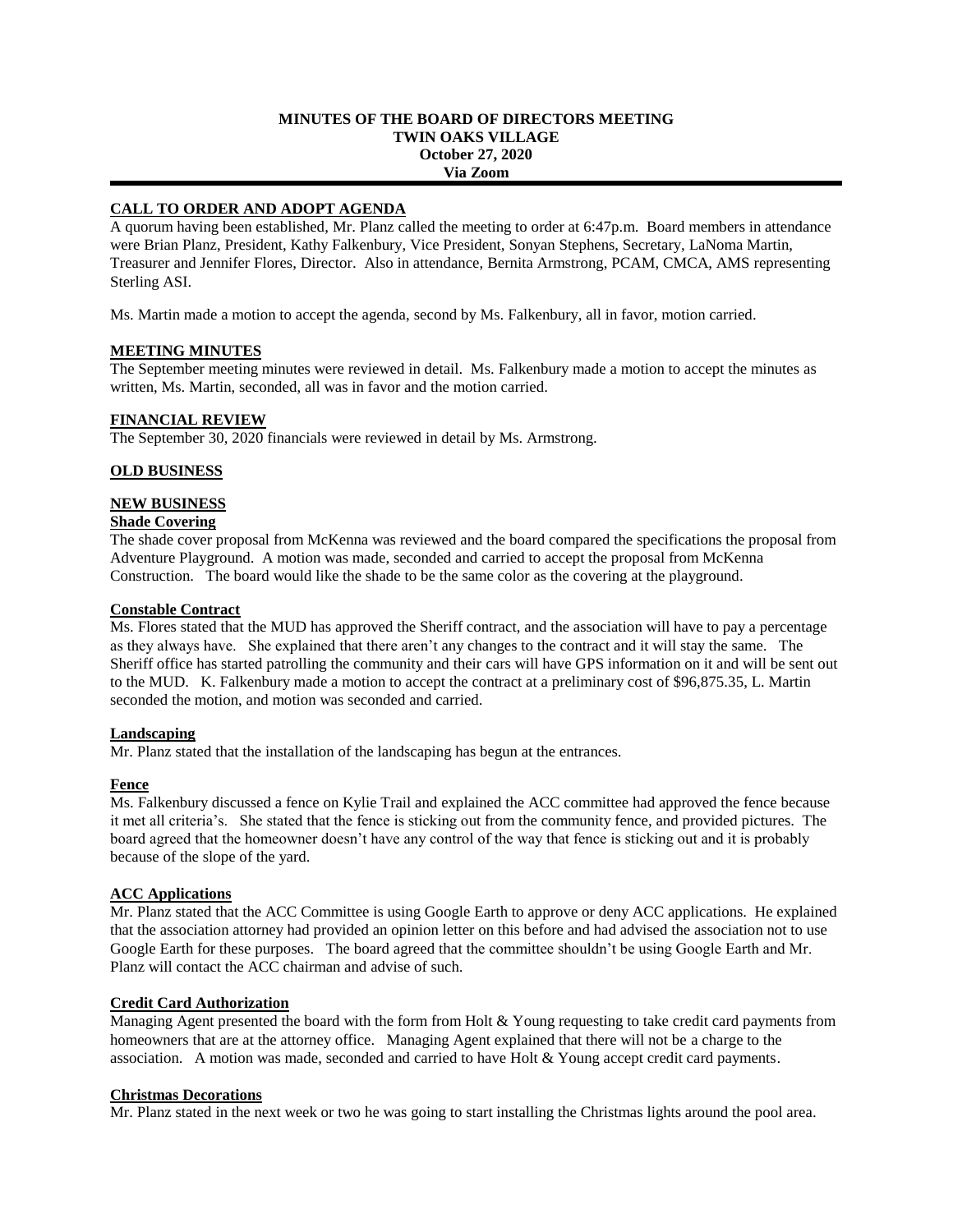# MINUTES OF THE BOARD OF DIRECTORS MEETING
# TWIN OAKS VILLAGE
# October 27, 2020
# Via Zoom

## CALL TO ORDER AND ADOPT AGENDA

A quorum having been established, Mr. Planz called the meeting to order at 6:47p.m. Board members in attendance were Brian Planz, President, Kathy Falkenbury, Vice President, Sonyan Stephens, Secretary, LaNoma Martin, Treasurer and Jennifer Flores, Director. Also in attendance, Bernita Armstrong, PCAM, CMCA, AMS representing Sterling ASI.

Ms. Martin made a motion to accept the agenda, second by Ms. Falkenbury, all in favor, motion carried.

## MEETING MINUTES

The September meeting minutes were reviewed in detail. Ms. Falkenbury made a motion to accept the minutes as written, Ms. Martin, seconded, all was in favor and the motion carried.

## FINANCIAL REVIEW

The September 30, 2020 financials were reviewed in detail by Ms. Armstrong.

## OLD BUSINESS

## NEW BUSINESS

### Shade Covering

The shade cover proposal from McKenna was reviewed and the board compared the specifications the proposal from Adventure Playground. A motion was made, seconded and carried to accept the proposal from McKenna Construction. The board would like the shade to be the same color as the covering at the playground.

### Constable Contract

Ms. Flores stated that the MUD has approved the Sheriff contract, and the association will have to pay a percentage as they always have. She explained that there aren't any changes to the contract and it will stay the same. The Sheriff office has started patrolling the community and their cars will have GPS information on it and will be sent out to the MUD. K. Falkenbury made a motion to accept the contract at a preliminary cost of $96,875.35, L. Martin seconded the motion, and motion was seconded and carried.

### Landscaping

Mr. Planz stated that the installation of the landscaping has begun at the entrances.

### Fence

Ms. Falkenbury discussed a fence on Kylie Trail and explained the ACC committee had approved the fence because it met all criteria's. She stated that the fence is sticking out from the community fence, and provided pictures. The board agreed that the homeowner doesn't have any control of the way that fence is sticking out and it is probably because of the slope of the yard.

### ACC Applications

Mr. Planz stated that the ACC Committee is using Google Earth to approve or deny ACC applications. He explained that the association attorney had provided an opinion letter on this before and had advised the association not to use Google Earth for these purposes. The board agreed that the committee shouldn't be using Google Earth and Mr. Planz will contact the ACC chairman and advise of such.

### Credit Card Authorization

Managing Agent presented the board with the form from Holt & Young requesting to take credit card payments from homeowners that are at the attorney office. Managing Agent explained that there will not be a charge to the association. A motion was made, seconded and carried to have Holt & Young accept credit card payments.

### Christmas Decorations

Mr. Planz stated in the next week or two he was going to start installing the Christmas lights around the pool area.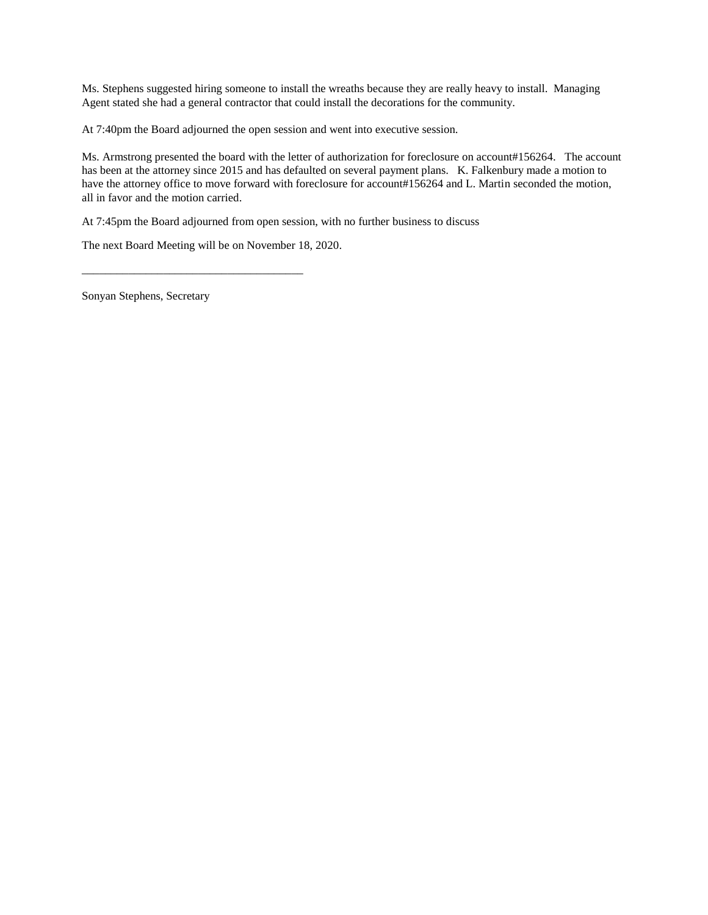Ms. Stephens suggested hiring someone to install the wreaths because they are really heavy to install. Managing Agent stated she had a general contractor that could install the decorations for the community.

At 7:40pm the Board adjourned the open session and went into executive session.

Ms. Armstrong presented the board with the letter of authorization for foreclosure on account#156264. The account has been at the attorney since 2015 and has defaulted on several payment plans. K. Falkenbury made a motion to have the attorney office to move forward with foreclosure for account#156264 and L. Martin seconded the motion, all in favor and the motion carried.

At 7:45pm the Board adjourned from open session, with no further business to discuss

The next Board Meeting will be on November 18, 2020.

______________________________________

Sonyan Stephens, Secretary